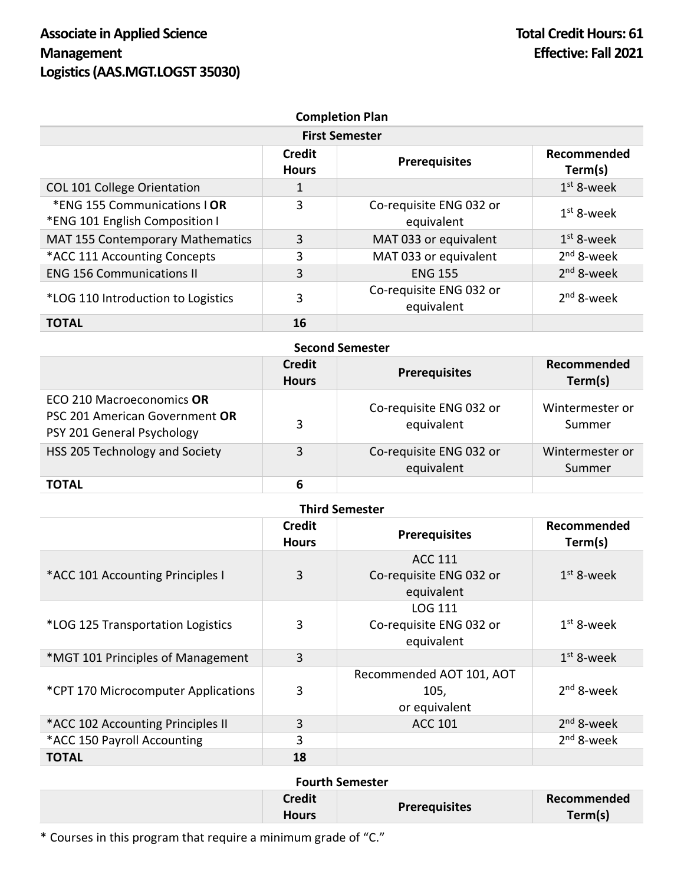# Associate in Applied Science
# Management
# Logistics (AAS.MGT.LOGST 35030)

**Total Credit Hours: 61**
**Effective: Fall 2021**

## Completion Plan

### First Semester

| | Credit Hours | Prerequisites | Recommended Term(s) |
|---|---|---|---|
| COL 101 College Orientation | 1 | | 1st 8-week |
| *ENG 155 Communications I **OR** *ENG 101 English Composition I | 3 | Co-requisite ENG 032 or equivalent | 1st 8-week |
| MAT 155 Contemporary Mathematics | 3 | MAT 033 or equivalent | 1st 8-week |
| *ACC 111 Accounting Concepts | 3 | MAT 033 or equivalent | 2nd 8-week |
| ENG 156 Communications II | 3 | ENG 155 | 2nd 8-week |
| *LOG 110 Introduction to Logistics | 3 | Co-requisite ENG 032 or equivalent | 2nd 8-week |
| **TOTAL** | 16 | | |

### Second Semester

| | Credit Hours | Prerequisites | Recommended Term(s) |
|---|---|---|---|
| ECO 210 Macroeconomics **OR** PSC 201 American Government **OR** PSY 201 General Psychology | 3 | Co-requisite ENG 032 or equivalent | Wintermester or Summer |
| HSS 205 Technology and Society | 3 | Co-requisite ENG 032 or equivalent | Wintermester or Summer |
| **TOTAL** | 6 | | |

### Third Semester

| | Credit Hours | Prerequisites | Recommended Term(s) |
|---|---|---|---|
| *ACC 101 Accounting Principles I | 3 | ACC 111 Co-requisite ENG 032 or equivalent | 1st 8-week |
| *LOG 125 Transportation Logistics | 3 | LOG 111 Co-requisite ENG 032 or equivalent | 1st 8-week |
| *MGT 101 Principles of Management | 3 | | 1st 8-week |
| *CPT 170 Microcomputer Applications | 3 | Recommended AOT 101, AOT 105, or equivalent | 2nd 8-week |
| *ACC 102 Accounting Principles II | 3 | ACC 101 | 2nd 8-week |
| *ACC 150 Payroll Accounting | 3 | | 2nd 8-week |
| **TOTAL** | 18 | | |

### Fourth Semester

| | Credit Hours | Prerequisites | Recommended Term(s) |
|---|---|---|---|

* Courses in this program that require a minimum grade of "C."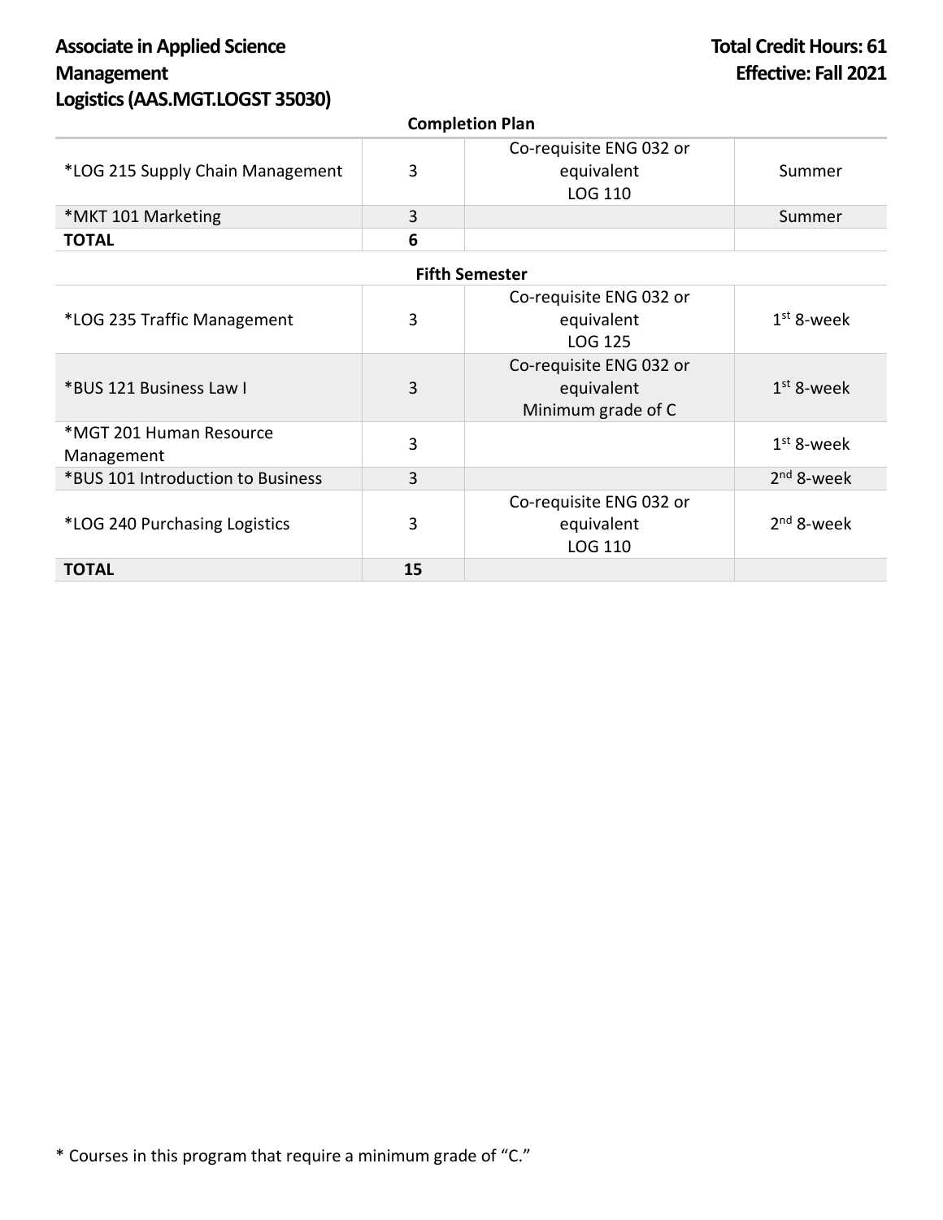**Associate in Applied Science**
**Management**
**Logistics (AAS.MGT.LOGST 35030)**

**Total Credit Hours: 61**
**Effective: Fall 2021**

**Completion Plan**

| | | | |
|---|---|---|---|
| *LOG 215 Supply Chain Management | 3 | Co-requisite ENG 032 or equivalent LOG 110 | Summer |
| *MKT 101 Marketing | 3 | | Summer |
| **TOTAL** | **6** | | |

**Fifth Semester**

| | | | |
|---|---|---|---|
| *LOG 235 Traffic Management | 3 | Co-requisite ENG 032 or equivalent LOG 125 | 1st 8-week |
| *BUS 121 Business Law I | 3 | Co-requisite ENG 032 or equivalent Minimum grade of C | 1st 8-week |
| *MGT 201 Human Resource Management | 3 | | 1st 8-week |
| *BUS 101 Introduction to Business | 3 | | 2nd 8-week |
| *LOG 240 Purchasing Logistics | 3 | Co-requisite ENG 032 or equivalent LOG 110 | 2nd 8-week |
| **TOTAL** | **15** | | |

* Courses in this program that require a minimum grade of "C."